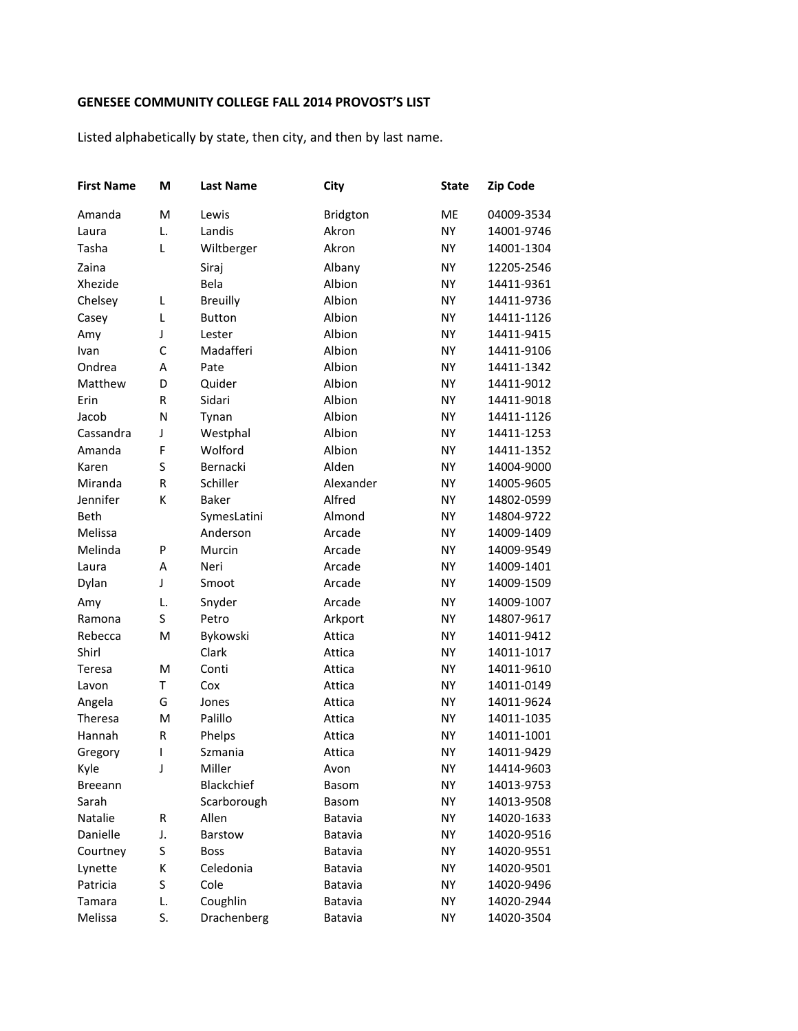**GENESEE COMMUNITY COLLEGE FALL 2014 PROVOST'S LIST**

Listed alphabetically by state, then city, and then by last name.

| First Name | M | Last Name | City | State | Zip Code |
|---|---|---|---|---|---|
| Amanda | M | Lewis | Bridgton | ME | 04009-3534 |
| Laura | L. | Landis | Akron | NY | 14001-9746 |
| Tasha | L | Wiltberger | Akron | NY | 14001-1304 |
| Zaina | | Siraj | Albany | NY | 12205-2546 |
| Xhezide | | Bela | Albion | NY | 14411-9361 |
| Chelsey | L | Breuilly | Albion | NY | 14411-9736 |
| Casey | L | Button | Albion | NY | 14411-1126 |
| Amy | J | Lester | Albion | NY | 14411-9415 |
| Ivan | C | Madafferi | Albion | NY | 14411-9106 |
| Ondrea | A | Pate | Albion | NY | 14411-1342 |
| Matthew | D | Quider | Albion | NY | 14411-9012 |
| Erin | R | Sidari | Albion | NY | 14411-9018 |
| Jacob | N | Tynan | Albion | NY | 14411-1126 |
| Cassandra | J | Westphal | Albion | NY | 14411-1253 |
| Amanda | F | Wolford | Albion | NY | 14411-1352 |
| Karen | S | Bernacki | Alden | NY | 14004-9000 |
| Miranda | R | Schiller | Alexander | NY | 14005-9605 |
| Jennifer | K | Baker | Alfred | NY | 14802-0599 |
| Beth | | SymesLatini | Almond | NY | 14804-9722 |
| Melissa | | Anderson | Arcade | NY | 14009-1409 |
| Melinda | P | Murcin | Arcade | NY | 14009-9549 |
| Laura | A | Neri | Arcade | NY | 14009-1401 |
| Dylan | J | Smoot | Arcade | NY | 14009-1509 |
| Amy | L. | Snyder | Arcade | NY | 14009-1007 |
| Ramona | S | Petro | Arkport | NY | 14807-9617 |
| Rebecca | M | Bykowski | Attica | NY | 14011-9412 |
| Shirl | | Clark | Attica | NY | 14011-1017 |
| Teresa | M | Conti | Attica | NY | 14011-9610 |
| Lavon | T | Cox | Attica | NY | 14011-0149 |
| Angela | G | Jones | Attica | NY | 14011-9624 |
| Theresa | M | Palillo | Attica | NY | 14011-1035 |
| Hannah | R | Phelps | Attica | NY | 14011-1001 |
| Gregory | I | Szmania | Attica | NY | 14011-9429 |
| Kyle | J | Miller | Avon | NY | 14414-9603 |
| Breeann | | Blackchief | Basom | NY | 14013-9753 |
| Sarah | | Scarborough | Basom | NY | 14013-9508 |
| Natalie | R | Allen | Batavia | NY | 14020-1633 |
| Danielle | J. | Barstow | Batavia | NY | 14020-9516 |
| Courtney | S | Boss | Batavia | NY | 14020-9551 |
| Lynette | K | Celedonia | Batavia | NY | 14020-9501 |
| Patricia | S | Cole | Batavia | NY | 14020-9496 |
| Tamara | L. | Coughlin | Batavia | NY | 14020-2944 |
| Melissa | S. | Drachenberg | Batavia | NY | 14020-3504 |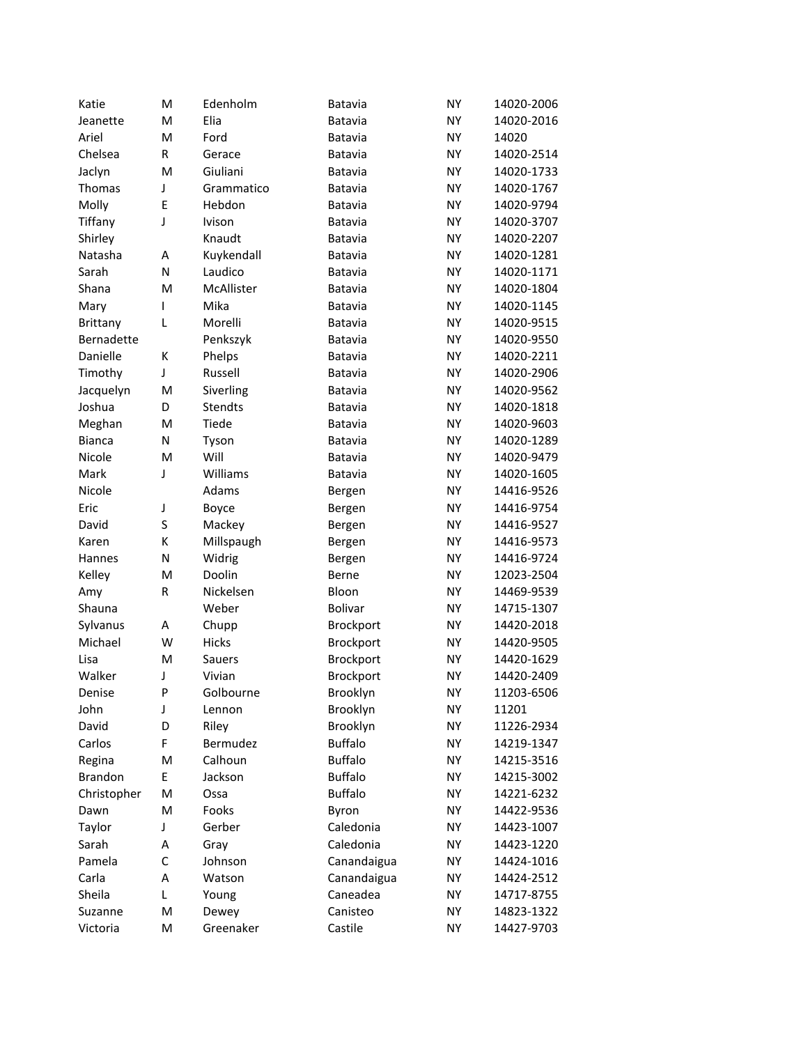| | | | | | |
|---|---|---|---|---|---|
| Katie | M | Edenholm | Batavia | NY | 14020-2006 |
| Jeanette | M | Elia | Batavia | NY | 14020-2016 |
| Ariel | M | Ford | Batavia | NY | 14020 |
| Chelsea | R | Gerace | Batavia | NY | 14020-2514 |
| Jaclyn | M | Giuliani | Batavia | NY | 14020-1733 |
| Thomas | J | Grammatico | Batavia | NY | 14020-1767 |
| Molly | E | Hebdon | Batavia | NY | 14020-9794 |
| Tiffany | J | Ivison | Batavia | NY | 14020-3707 |
| Shirley | | Knaudt | Batavia | NY | 14020-2207 |
| Natasha | A | Kuykendall | Batavia | NY | 14020-1281 |
| Sarah | N | Laudico | Batavia | NY | 14020-1171 |
| Shana | M | McAllister | Batavia | NY | 14020-1804 |
| Mary | I | Mika | Batavia | NY | 14020-1145 |
| Brittany | L | Morelli | Batavia | NY | 14020-9515 |
| Bernadette | | Penkszyk | Batavia | NY | 14020-9550 |
| Danielle | K | Phelps | Batavia | NY | 14020-2211 |
| Timothy | J | Russell | Batavia | NY | 14020-2906 |
| Jacquelyn | M | Siverling | Batavia | NY | 14020-9562 |
| Joshua | D | Stendts | Batavia | NY | 14020-1818 |
| Meghan | M | Tiede | Batavia | NY | 14020-9603 |
| Bianca | N | Tyson | Batavia | NY | 14020-1289 |
| Nicole | M | Will | Batavia | NY | 14020-9479 |
| Mark | J | Williams | Batavia | NY | 14020-1605 |
| Nicole | | Adams | Bergen | NY | 14416-9526 |
| Eric | J | Boyce | Bergen | NY | 14416-9754 |
| David | S | Mackey | Bergen | NY | 14416-9527 |
| Karen | K | Millspaugh | Bergen | NY | 14416-9573 |
| Hannes | N | Widrig | Bergen | NY | 14416-9724 |
| Kelley | M | Doolin | Berne | NY | 12023-2504 |
| Amy | R | Nickelsen | Bloon | NY | 14469-9539 |
| Shauna | | Weber | Bolivar | NY | 14715-1307 |
| Sylvanus | A | Chupp | Brockport | NY | 14420-2018 |
| Michael | W | Hicks | Brockport | NY | 14420-9505 |
| Lisa | M | Sauers | Brockport | NY | 14420-1629 |
| Walker | J | Vivian | Brockport | NY | 14420-2409 |
| Denise | P | Golbourne | Brooklyn | NY | 11203-6506 |
| John | J | Lennon | Brooklyn | NY | 11201 |
| David | D | Riley | Brooklyn | NY | 11226-2934 |
| Carlos | F | Bermudez | Buffalo | NY | 14219-1347 |
| Regina | M | Calhoun | Buffalo | NY | 14215-3516 |
| Brandon | E | Jackson | Buffalo | NY | 14215-3002 |
| Christopher | M | Ossa | Buffalo | NY | 14221-6232 |
| Dawn | M | Fooks | Byron | NY | 14422-9536 |
| Taylor | J | Gerber | Caledonia | NY | 14423-1007 |
| Sarah | A | Gray | Caledonia | NY | 14423-1220 |
| Pamela | C | Johnson | Canandaigua | NY | 14424-1016 |
| Carla | A | Watson | Canandaigua | NY | 14424-2512 |
| Sheila | L | Young | Caneadea | NY | 14717-8755 |
| Suzanne | M | Dewey | Canisteo | NY | 14823-1322 |
| Victoria | M | Greenaker | Castile | NY | 14427-9703 |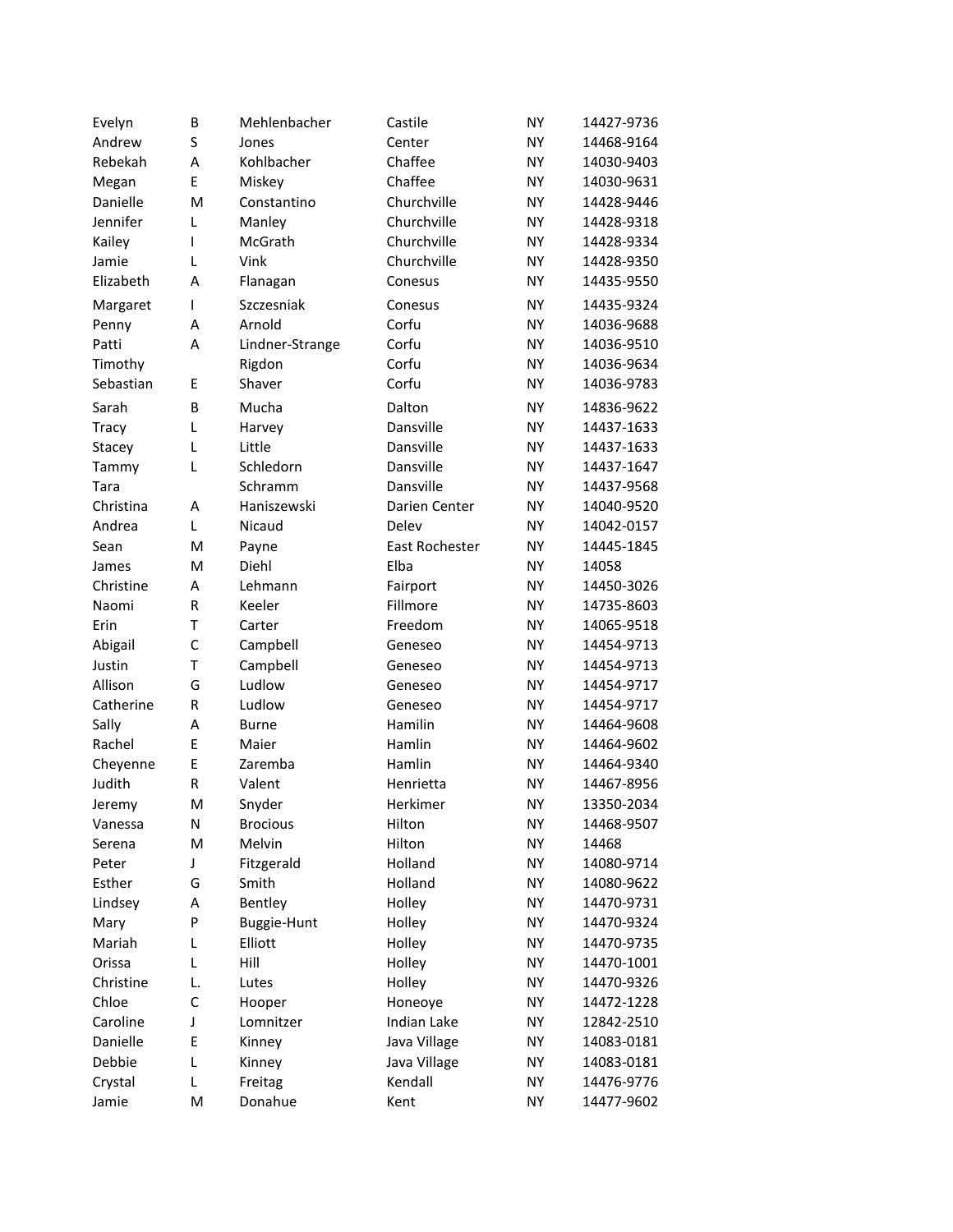| | | | | | |
|---|---|---|---|---|---|
| Evelyn | B | Mehlenbacher | Castile | NY | 14427-9736 |
| Andrew | S | Jones | Center | NY | 14468-9164 |
| Rebekah | A | Kohlbacher | Chaffee | NY | 14030-9403 |
| Megan | E | Miskey | Chaffee | NY | 14030-9631 |
| Danielle | M | Constantino | Churchville | NY | 14428-9446 |
| Jennifer | L | Manley | Churchville | NY | 14428-9318 |
| Kailey | I | McGrath | Churchville | NY | 14428-9334 |
| Jamie | L | Vink | Churchville | NY | 14428-9350 |
| Elizabeth | A | Flanagan | Conesus | NY | 14435-9550 |
| Margaret | I | Szczesniak | Conesus | NY | 14435-9324 |
| Penny | A | Arnold | Corfu | NY | 14036-9688 |
| Patti | A | Lindner-Strange | Corfu | NY | 14036-9510 |
| Timothy | | Rigdon | Corfu | NY | 14036-9634 |
| Sebastian | E | Shaver | Corfu | NY | 14036-9783 |
| Sarah | B | Mucha | Dalton | NY | 14836-9622 |
| Tracy | L | Harvey | Dansville | NY | 14437-1633 |
| Stacey | L | Little | Dansville | NY | 14437-1633 |
| Tammy | L | Schledorn | Dansville | NY | 14437-1647 |
| Tara | | Schramm | Dansville | NY | 14437-9568 |
| Christina | A | Haniszewski | Darien Center | NY | 14040-9520 |
| Andrea | L | Nicaud | Delev | NY | 14042-0157 |
| Sean | M | Payne | East Rochester | NY | 14445-1845 |
| James | M | Diehl | Elba | NY | 14058 |
| Christine | A | Lehmann | Fairport | NY | 14450-3026 |
| Naomi | R | Keeler | Fillmore | NY | 14735-8603 |
| Erin | T | Carter | Freedom | NY | 14065-9518 |
| Abigail | C | Campbell | Geneseo | NY | 14454-9713 |
| Justin | T | Campbell | Geneseo | NY | 14454-9713 |
| Allison | G | Ludlow | Geneseo | NY | 14454-9717 |
| Catherine | R | Ludlow | Geneseo | NY | 14454-9717 |
| Sally | A | Burne | Hamilin | NY | 14464-9608 |
| Rachel | E | Maier | Hamlin | NY | 14464-9602 |
| Cheyenne | E | Zaremba | Hamlin | NY | 14464-9340 |
| Judith | R | Valent | Henrietta | NY | 14467-8956 |
| Jeremy | M | Snyder | Herkimer | NY | 13350-2034 |
| Vanessa | N | Brocious | Hilton | NY | 14468-9507 |
| Serena | M | Melvin | Hilton | NY | 14468 |
| Peter | J | Fitzgerald | Holland | NY | 14080-9714 |
| Esther | G | Smith | Holland | NY | 14080-9622 |
| Lindsey | A | Bentley | Holley | NY | 14470-9731 |
| Mary | P | Buggie-Hunt | Holley | NY | 14470-9324 |
| Mariah | L | Elliott | Holley | NY | 14470-9735 |
| Orissa | L | Hill | Holley | NY | 14470-1001 |
| Christine | L. | Lutes | Holley | NY | 14470-9326 |
| Chloe | C | Hooper | Honeoye | NY | 14472-1228 |
| Caroline | J | Lomnitzer | Indian Lake | NY | 12842-2510 |
| Danielle | E | Kinney | Java Village | NY | 14083-0181 |
| Debbie | L | Kinney | Java Village | NY | 14083-0181 |
| Crystal | L | Freitag | Kendall | NY | 14476-9776 |
| Jamie | M | Donahue | Kent | NY | 14477-9602 |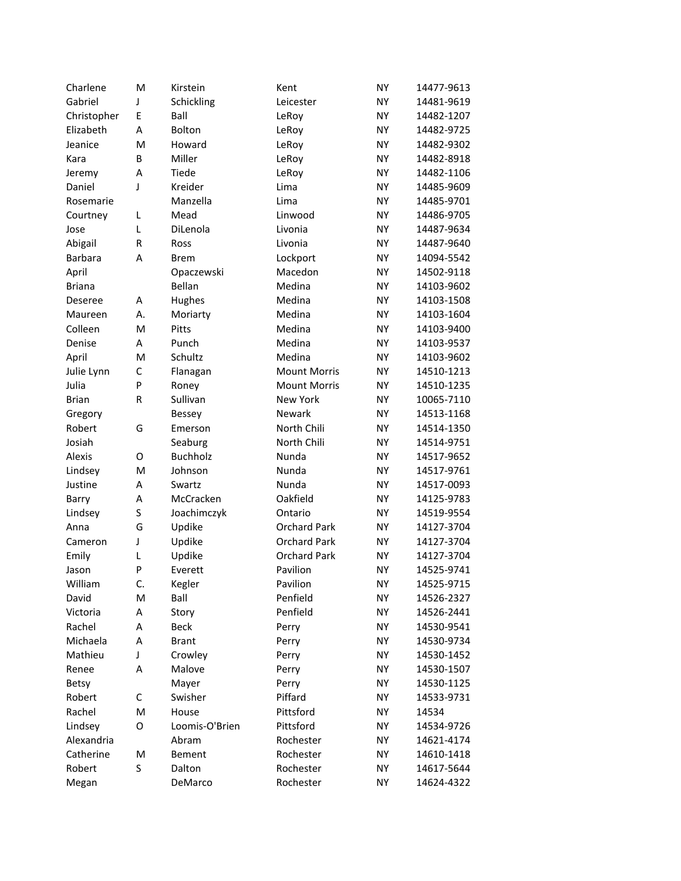| | | | | | |
|---|---|---|---|---|---|
| Charlene | M | Kirstein | Kent | NY | 14477-9613 |
| Gabriel | J | Schickling | Leicester | NY | 14481-9619 |
| Christopher | E | Ball | LeRoy | NY | 14482-1207 |
| Elizabeth | A | Bolton | LeRoy | NY | 14482-9725 |
| Jeanice | M | Howard | LeRoy | NY | 14482-9302 |
| Kara | B | Miller | LeRoy | NY | 14482-8918 |
| Jeremy | A | Tiede | LeRoy | NY | 14482-1106 |
| Daniel | J | Kreider | Lima | NY | 14485-9609 |
| Rosemarie | | Manzella | Lima | NY | 14485-9701 |
| Courtney | L | Mead | Linwood | NY | 14486-9705 |
| Jose | L | DiLenola | Livonia | NY | 14487-9634 |
| Abigail | R | Ross | Livonia | NY | 14487-9640 |
| Barbara | A | Brem | Lockport | NY | 14094-5542 |
| April | | Opaczewski | Macedon | NY | 14502-9118 |
| Briana | | Bellan | Medina | NY | 14103-9602 |
| Deseree | A | Hughes | Medina | NY | 14103-1508 |
| Maureen | A. | Moriarty | Medina | NY | 14103-1604 |
| Colleen | M | Pitts | Medina | NY | 14103-9400 |
| Denise | A | Punch | Medina | NY | 14103-9537 |
| April | M | Schultz | Medina | NY | 14103-9602 |
| Julie Lynn | C | Flanagan | Mount Morris | NY | 14510-1213 |
| Julia | P | Roney | Mount Morris | NY | 14510-1235 |
| Brian | R | Sullivan | New York | NY | 10065-7110 |
| Gregory | | Bessey | Newark | NY | 14513-1168 |
| Robert | G | Emerson | North Chili | NY | 14514-1350 |
| Josiah | | Seaburg | North Chili | NY | 14514-9751 |
| Alexis | O | Buchholz | Nunda | NY | 14517-9652 |
| Lindsey | M | Johnson | Nunda | NY | 14517-9761 |
| Justine | A | Swartz | Nunda | NY | 14517-0093 |
| Barry | A | McCracken | Oakfield | NY | 14125-9783 |
| Lindsey | S | Joachimczyk | Ontario | NY | 14519-9554 |
| Anna | G | Updike | Orchard Park | NY | 14127-3704 |
| Cameron | J | Updike | Orchard Park | NY | 14127-3704 |
| Emily | L | Updike | Orchard Park | NY | 14127-3704 |
| Jason | P | Everett | Pavilion | NY | 14525-9741 |
| William | C. | Kegler | Pavilion | NY | 14525-9715 |
| David | M | Ball | Penfield | NY | 14526-2327 |
| Victoria | A | Story | Penfield | NY | 14526-2441 |
| Rachel | A | Beck | Perry | NY | 14530-9541 |
| Michaela | A | Brant | Perry | NY | 14530-9734 |
| Mathieu | J | Crowley | Perry | NY | 14530-1452 |
| Renee | A | Malove | Perry | NY | 14530-1507 |
| Betsy | | Mayer | Perry | NY | 14530-1125 |
| Robert | C | Swisher | Piffard | NY | 14533-9731 |
| Rachel | M | House | Pittsford | NY | 14534 |
| Lindsey | O | Loomis-O'Brien | Pittsford | NY | 14534-9726 |
| Alexandria | | Abram | Rochester | NY | 14621-4174 |
| Catherine | M | Bement | Rochester | NY | 14610-1418 |
| Robert | S | Dalton | Rochester | NY | 14617-5644 |
| Megan | | DeMarco | Rochester | NY | 14624-4322 |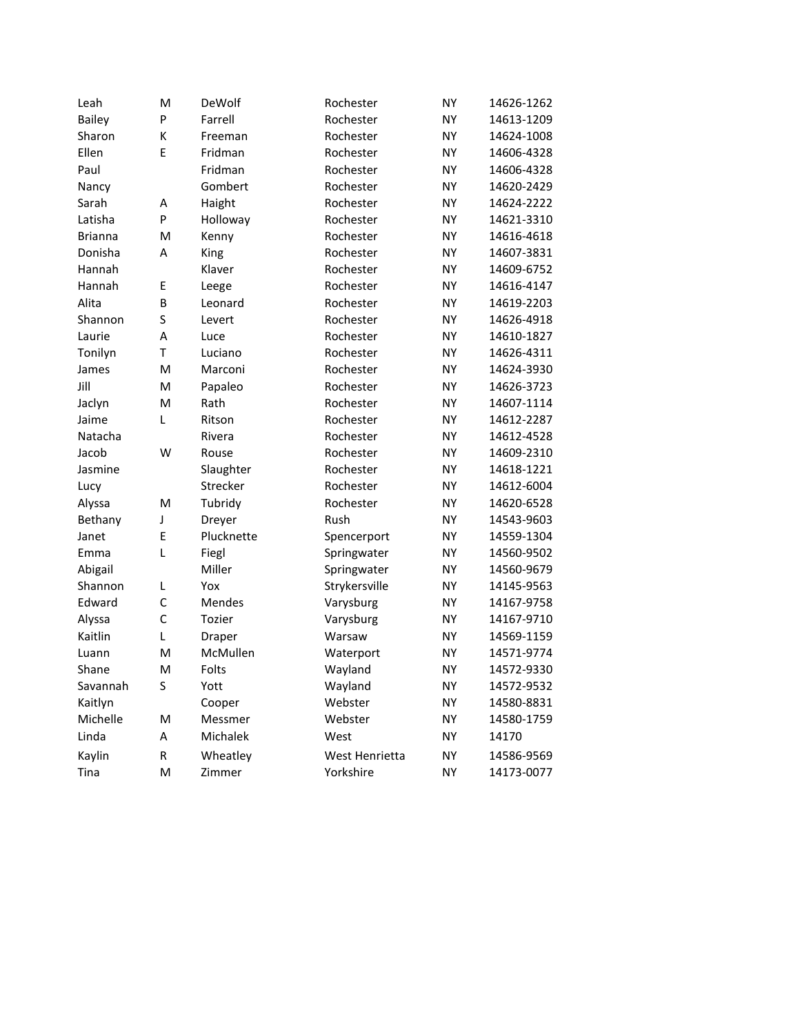| | | | | | |
|---|---|---|---|---|---|
| Leah | M | DeWolf | Rochester | NY | 14626-1262 |
| Bailey | P | Farrell | Rochester | NY | 14613-1209 |
| Sharon | K | Freeman | Rochester | NY | 14624-1008 |
| Ellen | E | Fridman | Rochester | NY | 14606-4328 |
| Paul | | Fridman | Rochester | NY | 14606-4328 |
| Nancy | | Gombert | Rochester | NY | 14620-2429 |
| Sarah | A | Haight | Rochester | NY | 14624-2222 |
| Latisha | P | Holloway | Rochester | NY | 14621-3310 |
| Brianna | M | Kenny | Rochester | NY | 14616-4618 |
| Donisha | A | King | Rochester | NY | 14607-3831 |
| Hannah | | Klaver | Rochester | NY | 14609-6752 |
| Hannah | E | Leege | Rochester | NY | 14616-4147 |
| Alita | B | Leonard | Rochester | NY | 14619-2203 |
| Shannon | S | Levert | Rochester | NY | 14626-4918 |
| Laurie | A | Luce | Rochester | NY | 14610-1827 |
| Tonilyn | T | Luciano | Rochester | NY | 14626-4311 |
| James | M | Marconi | Rochester | NY | 14624-3930 |
| Jill | M | Papaleo | Rochester | NY | 14626-3723 |
| Jaclyn | M | Rath | Rochester | NY | 14607-1114 |
| Jaime | L | Ritson | Rochester | NY | 14612-2287 |
| Natacha | | Rivera | Rochester | NY | 14612-4528 |
| Jacob | W | Rouse | Rochester | NY | 14609-2310 |
| Jasmine | | Slaughter | Rochester | NY | 14618-1221 |
| Lucy | | Strecker | Rochester | NY | 14612-6004 |
| Alyssa | M | Tubridy | Rochester | NY | 14620-6528 |
| Bethany | J | Dreyer | Rush | NY | 14543-9603 |
| Janet | E | Plucknette | Spencerport | NY | 14559-1304 |
| Emma | L | Fiegl | Springwater | NY | 14560-9502 |
| Abigail | | Miller | Springwater | NY | 14560-9679 |
| Shannon | L | Yox | Strykersville | NY | 14145-9563 |
| Edward | C | Mendes | Varysburg | NY | 14167-9758 |
| Alyssa | C | Tozier | Varysburg | NY | 14167-9710 |
| Kaitlin | L | Draper | Warsaw | NY | 14569-1159 |
| Luann | M | McMullen | Waterport | NY | 14571-9774 |
| Shane | M | Folts | Wayland | NY | 14572-9330 |
| Savannah | S | Yott | Wayland | NY | 14572-9532 |
| Kaitlyn | | Cooper | Webster | NY | 14580-8831 |
| Michelle | M | Messmer | Webster | NY | 14580-1759 |
| Linda | A | Michalek | West | NY | 14170 |
| Kaylin | R | Wheatley | West Henrietta | NY | 14586-9569 |
| Tina | M | Zimmer | Yorkshire | NY | 14173-0077 |